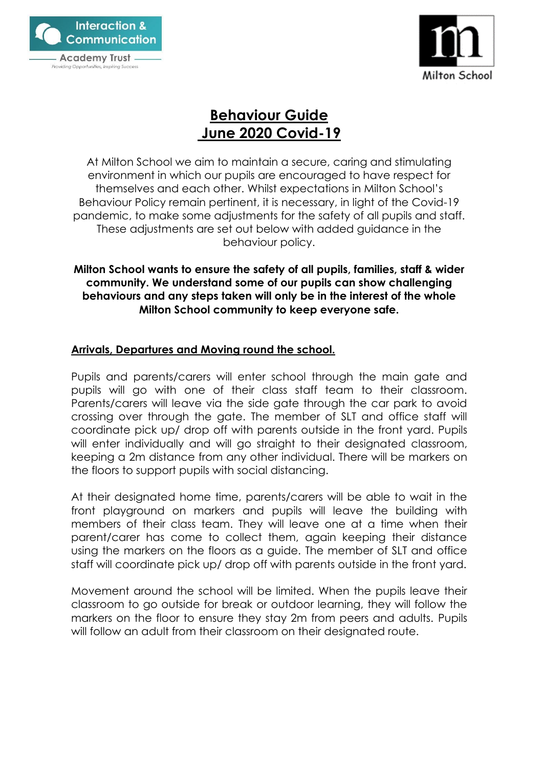# Behaviour Guide
# June 2020 Covid-19

At Milton School we aim to maintain a secure, caring and stimulating environment in which our pupils are encouraged to have respect for themselves and each other. Whilst expectations in Milton School's Behaviour Policy remain pertinent, it is necessary, in light of the Covid-19 pandemic, to make some adjustments for the safety of all pupils and staff. These adjustments are set out below with added guidance in the behaviour policy.

**Milton School wants to ensure the safety of all pupils, families, staff & wider community. We understand some of our pupils can show challenging behaviours and any steps taken will only be in the interest of the whole Milton School community to keep everyone safe.**

## Arrivals, Departures and Moving round the school.

Pupils and parents/carers will enter school through the main gate and pupils will go with one of their class staff team to their classroom. Parents/carers will leave via the side gate through the car park to avoid crossing over through the gate. The member of SLT and office staff will coordinate pick up/ drop off with parents outside in the front yard. Pupils will enter individually and will go straight to their designated classroom, keeping a 2m distance from any other individual. There will be markers on the floors to support pupils with social distancing.

At their designated home time, parents/carers will be able to wait in the front playground on markers and pupils will leave the building with members of their class team. They will leave one at a time when their parent/carer has come to collect them, again keeping their distance using the markers on the floors as a guide. The member of SLT and office staff will coordinate pick up/ drop off with parents outside in the front yard.

Movement around the school will be limited. When the pupils leave their classroom to go outside for break or outdoor learning, they will follow the markers on the floor to ensure they stay 2m from peers and adults. Pupils will follow an adult from their classroom on their designated route.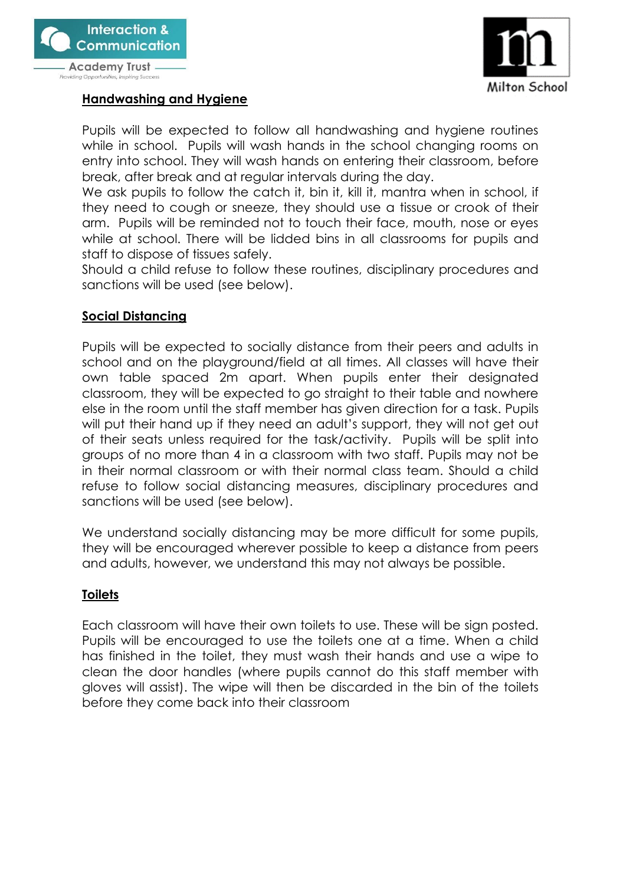## Handwashing and Hygiene

Pupils will be expected to follow all handwashing and hygiene routines while in school. Pupils will wash hands in the school changing rooms on entry into school. They will wash hands on entering their classroom, before break, after break and at regular intervals during the day.
We ask pupils to follow the catch it, bin it, kill it, mantra when in school, if they need to cough or sneeze, they should use a tissue or crook of their arm. Pupils will be reminded not to touch their face, mouth, nose or eyes while at school. There will be lidded bins in all classrooms for pupils and staff to dispose of tissues safely.
Should a child refuse to follow these routines, disciplinary procedures and sanctions will be used (see below).

## Social Distancing

Pupils will be expected to socially distance from their peers and adults in school and on the playground/field at all times. All classes will have their own table spaced 2m apart. When pupils enter their designated classroom, they will be expected to go straight to their table and nowhere else in the room until the staff member has given direction for a task. Pupils will put their hand up if they need an adult's support, they will not get out of their seats unless required for the task/activity. Pupils will be split into groups of no more than 4 in a classroom with two staff. Pupils may not be in their normal classroom or with their normal class team. Should a child refuse to follow social distancing measures, disciplinary procedures and sanctions will be used (see below).

We understand socially distancing may be more difficult for some pupils, they will be encouraged wherever possible to keep a distance from peers and adults, however, we understand this may not always be possible.

## Toilets

Each classroom will have their own toilets to use. These will be sign posted. Pupils will be encouraged to use the toilets one at a time. When a child has finished in the toilet, they must wash their hands and use a wipe to clean the door handles (where pupils cannot do this staff member with gloves will assist). The wipe will then be discarded in the bin of the toilets before they come back into their classroom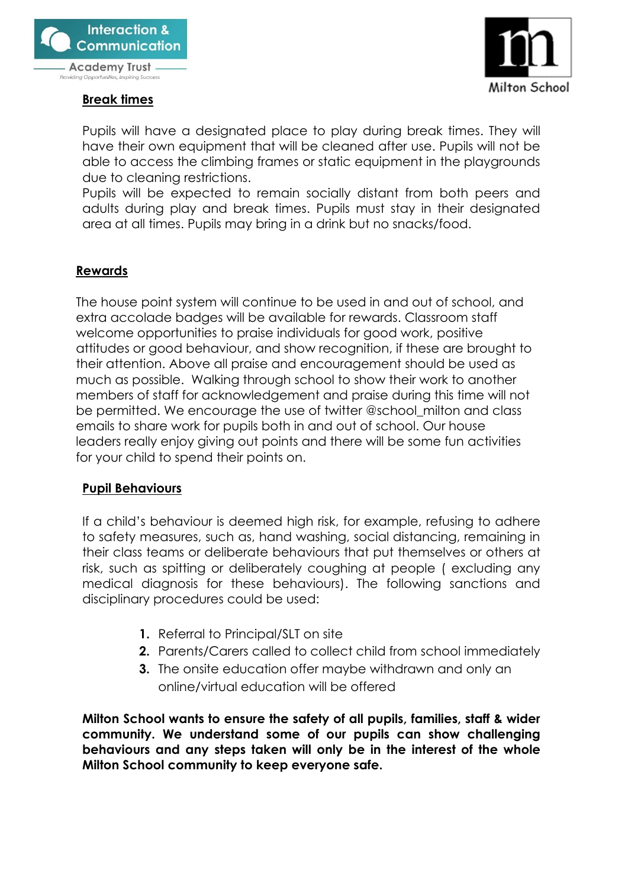## Break times

Pupils will have a designated place to play during break times. They will have their own equipment that will be cleaned after use. Pupils will not be able to access the climbing frames or static equipment in the playgrounds due to cleaning restrictions.
Pupils will be expected to remain socially distant from both peers and adults during play and break times. Pupils must stay in their designated area at all times. Pupils may bring in a drink but no snacks/food.

## Rewards

The house point system will continue to be used in and out of school, and extra accolade badges will be available for rewards. Classroom staff welcome opportunities to praise individuals for good work, positive attitudes or good behaviour, and show recognition, if these are brought to their attention. Above all praise and encouragement should be used as much as possible. Walking through school to show their work to another members of staff for acknowledgement and praise during this time will not be permitted. We encourage the use of twitter @school_milton and class emails to share work for pupils both in and out of school. Our house leaders really enjoy giving out points and there will be some fun activities for your child to spend their points on.

## Pupil Behaviours

If a child's behaviour is deemed high risk, for example, refusing to adhere to safety measures, such as, hand washing, social distancing, remaining in their class teams or deliberate behaviours that put themselves or others at risk, such as spitting or deliberately coughing at people ( excluding any medical diagnosis for these behaviours). The following sanctions and disciplinary procedures could be used:

1. Referral to Principal/SLT on site
2. Parents/Carers called to collect child from school immediately
3. The onsite education offer maybe withdrawn and only an online/virtual education will be offered

**Milton School wants to ensure the safety of all pupils, families, staff & wider community. We understand some of our pupils can show challenging behaviours and any steps taken will only be in the interest of the whole Milton School community to keep everyone safe.**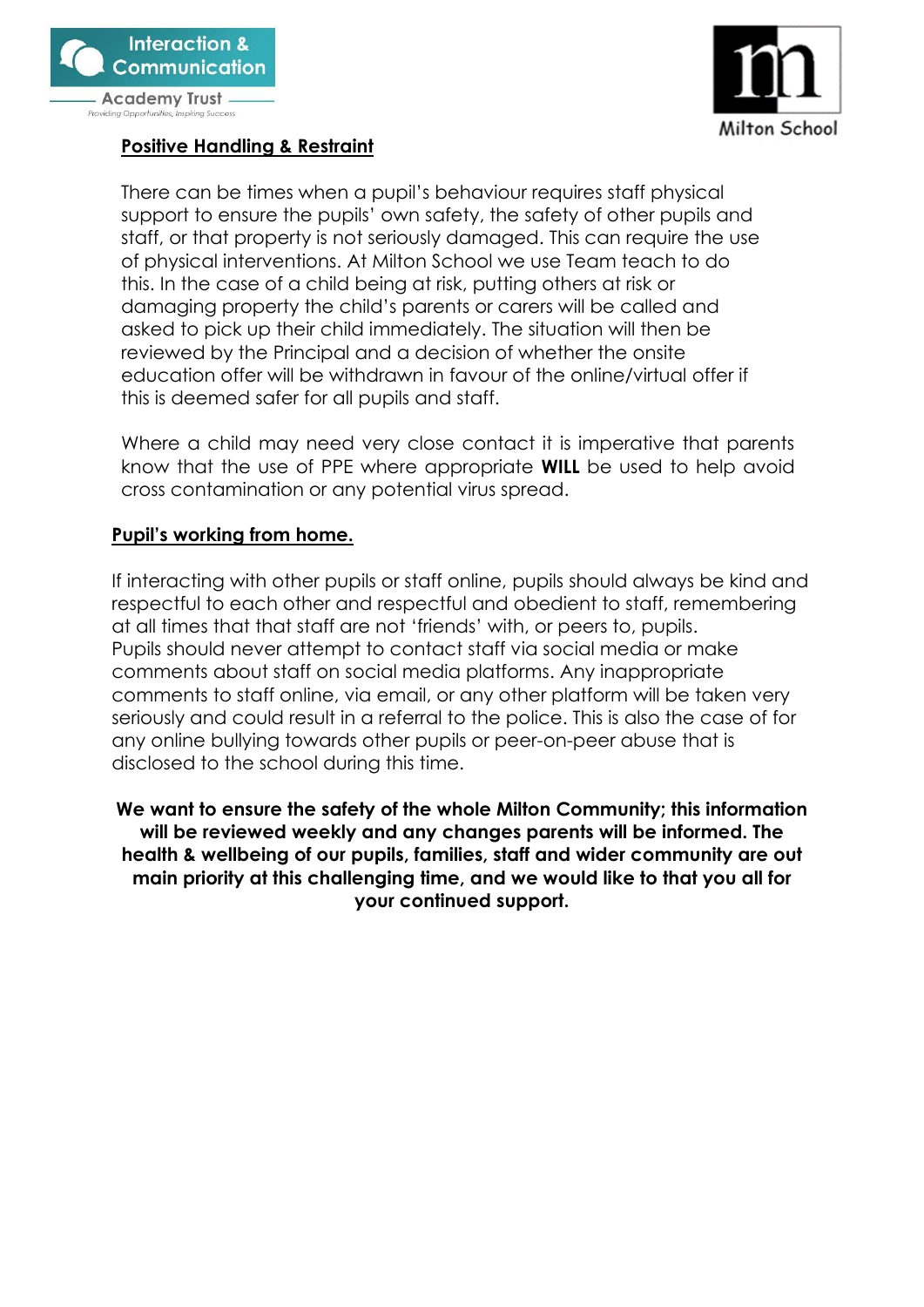**Positive Handling & Restraint**

There can be times when a pupil's behaviour requires staff physical support to ensure the pupils' own safety, the safety of other pupils and staff, or that property is not seriously damaged. This can require the use of physical interventions. At Milton School we use Team teach to do this. In the case of a child being at risk, putting others at risk or damaging property the child's parents or carers will be called and asked to pick up their child immediately. The situation will then be reviewed by the Principal and a decision of whether the onsite education offer will be withdrawn in favour of the online/virtual offer if this is deemed safer for all pupils and staff.

Where a child may need very close contact it is imperative that parents know that the use of PPE where appropriate **WILL** be used to help avoid cross contamination or any potential virus spread.

**Pupil's working from home.**

If interacting with other pupils or staff online, pupils should always be kind and respectful to each other and respectful and obedient to staff, remembering at all times that that staff are not 'friends' with, or peers to, pupils. Pupils should never attempt to contact staff via social media or make comments about staff on social media platforms. Any inappropriate comments to staff online, via email, or any other platform will be taken very seriously and could result in a referral to the police. This is also the case of for any online bullying towards other pupils or peer-on-peer abuse that is disclosed to the school during this time.

**We want to ensure the safety of the whole Milton Community; this information will be reviewed weekly and any changes parents will be informed. The health & wellbeing of our pupils, families, staff and wider community are out main priority at this challenging time, and we would like to that you all for your continued support.**